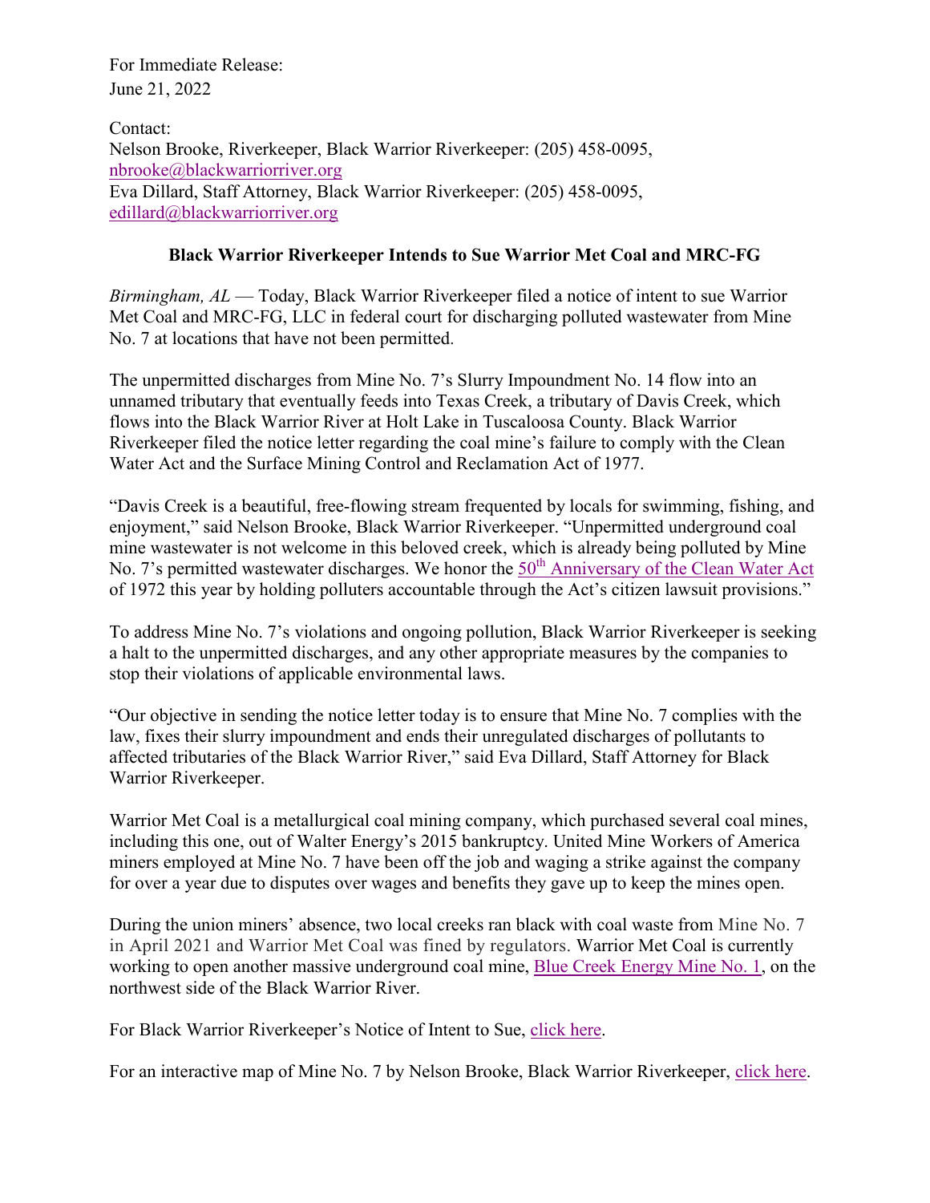For Immediate Release:
June 21, 2022

Contact:
Nelson Brooke, Riverkeeper, Black Warrior Riverkeeper: (205) 458-0095, nbrooke@blackwarriorriver.org
Eva Dillard, Staff Attorney, Black Warrior Riverkeeper: (205) 458-0095, edillard@blackwarriorriver.org

**Black Warrior Riverkeeper Intends to Sue Warrior Met Coal and MRC-FG**

*Birmingham, AL* — Today, Black Warrior Riverkeeper filed a notice of intent to sue Warrior Met Coal and MRC-FG, LLC in federal court for discharging polluted wastewater from Mine No. 7 at locations that have not been permitted.

The unpermitted discharges from Mine No. 7's Slurry Impoundment No. 14 flow into an unnamed tributary that eventually feeds into Texas Creek, a tributary of Davis Creek, which flows into the Black Warrior River at Holt Lake in Tuscaloosa County. Black Warrior Riverkeeper filed the notice letter regarding the coal mine's failure to comply with the Clean Water Act and the Surface Mining Control and Reclamation Act of 1977.

"Davis Creek is a beautiful, free-flowing stream frequented by locals for swimming, fishing, and enjoyment," said Nelson Brooke, Black Warrior Riverkeeper. "Unpermitted underground coal mine wastewater is not welcome in this beloved creek, which is already being polluted by Mine No. 7's permitted wastewater discharges. We honor the 50th Anniversary of the Clean Water Act of 1972 this year by holding polluters accountable through the Act's citizen lawsuit provisions."

To address Mine No. 7's violations and ongoing pollution, Black Warrior Riverkeeper is seeking a halt to the unpermitted discharges, and any other appropriate measures by the companies to stop their violations of applicable environmental laws.

"Our objective in sending the notice letter today is to ensure that Mine No. 7 complies with the law, fixes their slurry impoundment and ends their unregulated discharges of pollutants to affected tributaries of the Black Warrior River," said Eva Dillard, Staff Attorney for Black Warrior Riverkeeper.

Warrior Met Coal is a metallurgical coal mining company, which purchased several coal mines, including this one, out of Walter Energy's 2015 bankruptcy. United Mine Workers of America miners employed at Mine No. 7 have been off the job and waging a strike against the company for over a year due to disputes over wages and benefits they gave up to keep the mines open.

During the union miners' absence, two local creeks ran black with coal waste from Mine No. 7 in April 2021 and Warrior Met Coal was fined by regulators. Warrior Met Coal is currently working to open another massive underground coal mine, Blue Creek Energy Mine No. 1, on the northwest side of the Black Warrior River.

For Black Warrior Riverkeeper's Notice of Intent to Sue, click here.

For an interactive map of Mine No. 7 by Nelson Brooke, Black Warrior Riverkeeper, click here.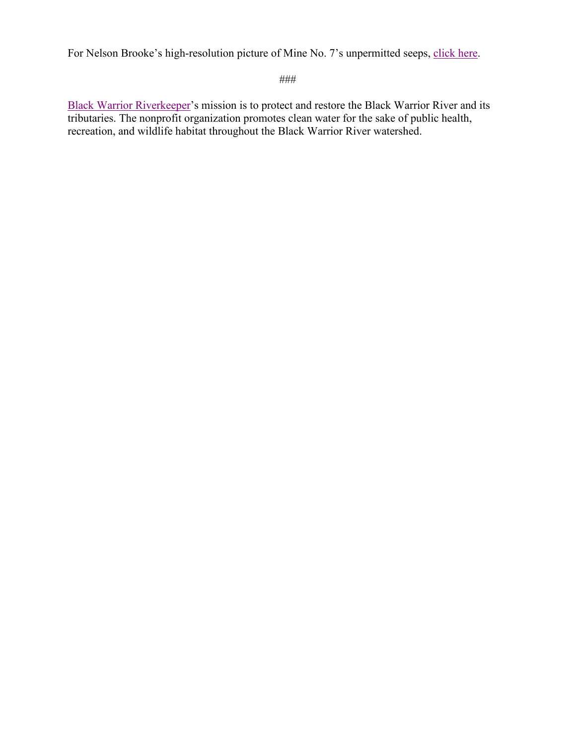For Nelson Brooke's high-resolution picture of Mine No. 7's unpermitted seeps, click here.

###

Black Warrior Riverkeeper's mission is to protect and restore the Black Warrior River and its tributaries. The nonprofit organization promotes clean water for the sake of public health, recreation, and wildlife habitat throughout the Black Warrior River watershed.